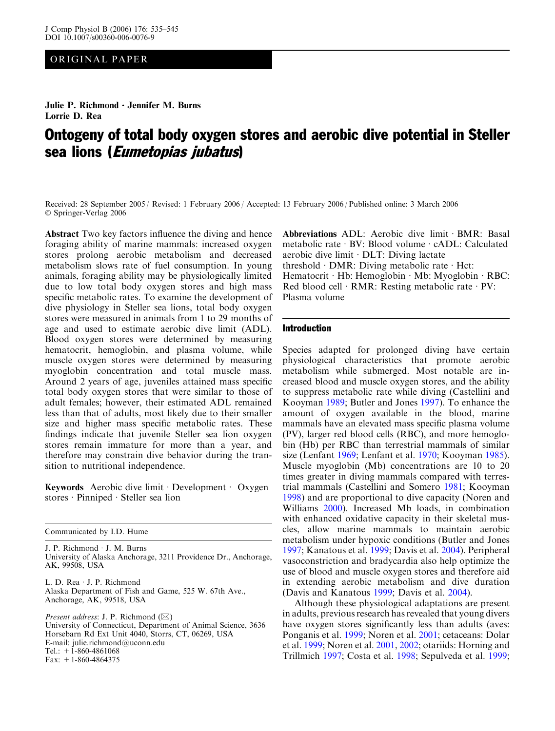ORIGINAL PAPER

Julie P. Richmond · Jennifer M. Burns
Lorrie D. Rea

# Ontogeny of total body oxygen stores and aerobic dive potential in Steller sea lions (*Eumetopias jubatus*)

Received: 28 September 2005 / Revised: 1 February 2006 / Accepted: 13 February 2006 / Published online: 3 March 2006
© Springer-Verlag 2006

**Abstract** Two key factors influence the diving and hence foraging ability of marine mammals: increased oxygen stores prolong aerobic metabolism and decreased metabolism slows rate of fuel consumption. In young animals, foraging ability may be physiologically limited due to low total body oxygen stores and high mass specific metabolic rates. To examine the development of dive physiology in Steller sea lions, total body oxygen stores were measured in animals from 1 to 29 months of age and used to estimate aerobic dive limit (ADL). Blood oxygen stores were determined by measuring hematocrit, hemoglobin, and plasma volume, while muscle oxygen stores were determined by measuring myoglobin concentration and total muscle mass. Around 2 years of age, juveniles attained mass specific total body oxygen stores that were similar to those of adult females; however, their estimated ADL remained less than that of adults, most likely due to their smaller size and higher mass specific metabolic rates. These findings indicate that juvenile Steller sea lion oxygen stores remain immature for more than a year, and therefore may constrain dive behavior during the transition to nutritional independence.

**Keywords** Aerobic dive limit · Development · Oxygen stores · Pinniped · Steller sea lion

Communicated by I.D. Hume

J. P. Richmond · J. M. Burns
University of Alaska Anchorage, 3211 Providence Dr., Anchorage, AK, 99508, USA

L. D. Rea · J. P. Richmond
Alaska Department of Fish and Game, 525 W. 67th Ave., Anchorage, AK, 99518, USA

*Present address*: J. P. Richmond (✉)
University of Connecticut, Department of Animal Science, 3636 Horsebarn Rd Ext Unit 4040, Storrs, CT, 06269, USA
E-mail: julie.richmond@uconn.edu
Tel.: +1-860-4861068
Fax: +1-860-4864375

**Abbreviations** ADL: Aerobic dive limit · BMR: Basal metabolic rate · BV: Blood volume · cADL: Calculated aerobic dive limit · DLT: Diving lactate threshold · DMR: Diving metabolic rate · Hct: Hematocrit · Hb: Hemoglobin · Mb: Myoglobin · RBC: Red blood cell · RMR: Resting metabolic rate · PV: Plasma volume

## Introduction

Species adapted for prolonged diving have certain physiological characteristics that promote aerobic metabolism while submerged. Most notable are increased blood and muscle oxygen stores, and the ability to suppress metabolic rate while diving (Castellini and Kooyman 1989; Butler and Jones 1997). To enhance the amount of oxygen available in the blood, marine mammals have an elevated mass specific plasma volume (PV), larger red blood cells (RBC), and more hemoglobin (Hb) per RBC than terrestrial mammals of similar size (Lenfant 1969; Lenfant et al. 1970; Kooyman 1985). Muscle myoglobin (Mb) concentrations are 10 to 20 times greater in diving mammals compared with terrestrial mammals (Castellini and Somero 1981; Kooyman 1998) and are proportional to dive capacity (Noren and Williams 2000). Increased Mb loads, in combination with enhanced oxidative capacity in their skeletal muscles, allow marine mammals to maintain aerobic metabolism under hypoxic conditions (Butler and Jones 1997; Kanatous et al. 1999; Davis et al. 2004). Peripheral vasoconstriction and bradycardia also help optimize the use of blood and muscle oxygen stores and therefore aid in extending aerobic metabolism and dive duration (Davis and Kanatous 1999; Davis et al. 2004).

Although these physiological adaptations are present in adults, previous research has revealed that young divers have oxygen stores significantly less than adults (aves: Ponganis et al. 1999; Noren et al. 2001; cetaceans: Dolar et al. 1999; Noren et al. 2001, 2002; otariids: Horning and Trillmich 1997; Costa et al. 1998; Sepulveda et al. 1999;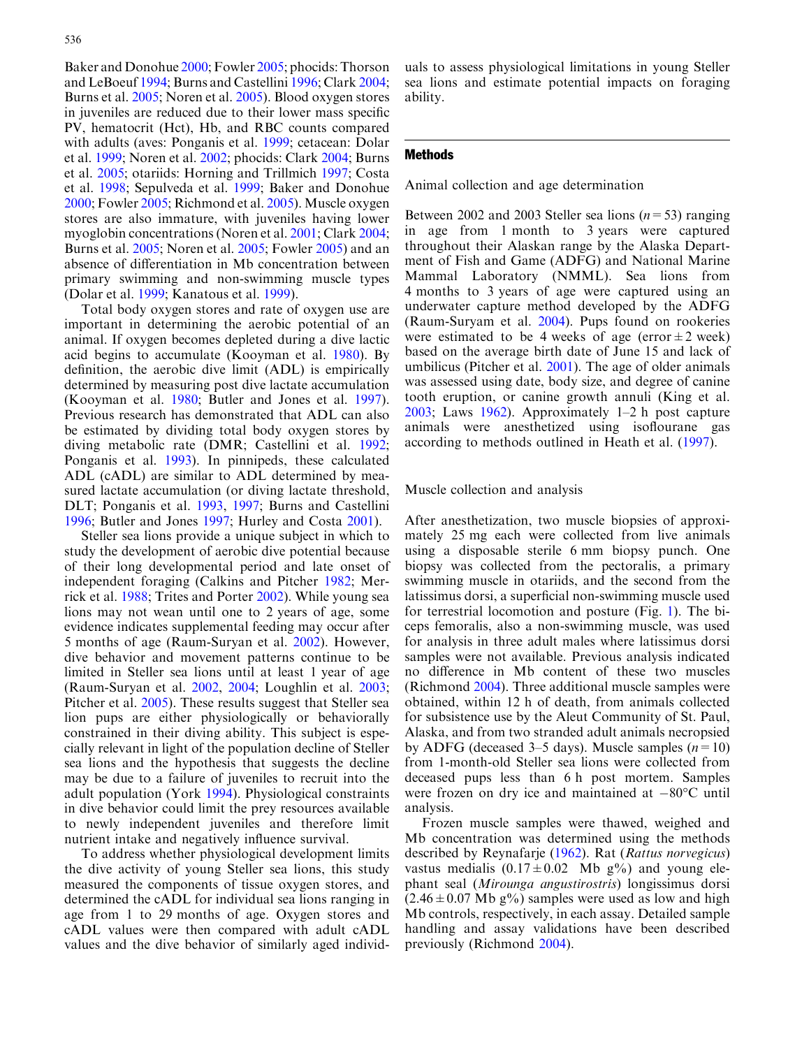Baker and Donohue 2000; Fowler 2005; phocids: Thorson and LeBoeuf 1994; Burns and Castellini 1996; Clark 2004; Burns et al. 2005; Noren et al. 2005). Blood oxygen stores in juveniles are reduced due to their lower mass specific PV, hematocrit (Hct), Hb, and RBC counts compared with adults (aves: Ponganis et al. 1999; cetacean: Dolar et al. 1999; Noren et al. 2002; phocids: Clark 2004; Burns et al. 2005; otariids: Horning and Trillmich 1997; Costa et al. 1998; Sepulveda et al. 1999; Baker and Donohue 2000; Fowler 2005; Richmond et al. 2005). Muscle oxygen stores are also immature, with juveniles having lower myoglobin concentrations (Noren et al. 2001; Clark 2004; Burns et al. 2005; Noren et al. 2005; Fowler 2005) and an absence of differentiation in Mb concentration between primary swimming and non-swimming muscle types (Dolar et al. 1999; Kanatous et al. 1999).

Total body oxygen stores and rate of oxygen use are important in determining the aerobic potential of an animal. If oxygen becomes depleted during a dive lactic acid begins to accumulate (Kooyman et al. 1980). By definition, the aerobic dive limit (ADL) is empirically determined by measuring post dive lactate accumulation (Kooyman et al. 1980; Butler and Jones et al. 1997). Previous research has demonstrated that ADL can also be estimated by dividing total body oxygen stores by diving metabolic rate (DMR; Castellini et al. 1992; Ponganis et al. 1993). In pinnipeds, these calculated ADL (cADL) are similar to ADL determined by measured lactate accumulation (or diving lactate threshold, DLT; Ponganis et al. 1993, 1997; Burns and Castellini 1996; Butler and Jones 1997; Hurley and Costa 2001).

Steller sea lions provide a unique subject in which to study the development of aerobic dive potential because of their long developmental period and late onset of independent foraging (Calkins and Pitcher 1982; Merrick et al. 1988; Trites and Porter 2002). While young sea lions may not wean until one to 2 years of age, some evidence indicates supplemental feeding may occur after 5 months of age (Raum-Suryan et al. 2002). However, dive behavior and movement patterns continue to be limited in Steller sea lions until at least 1 year of age (Raum-Suryan et al. 2002, 2004; Loughlin et al. 2003; Pitcher et al. 2005). These results suggest that Steller sea lion pups are either physiologically or behaviorally constrained in their diving ability. This subject is especially relevant in light of the population decline of Steller sea lions and the hypothesis that suggests the decline may be due to a failure of juveniles to recruit into the adult population (York 1994). Physiological constraints in dive behavior could limit the prey resources available to newly independent juveniles and therefore limit nutrient intake and negatively influence survival.

To address whether physiological development limits the dive activity of young Steller sea lions, this study measured the components of tissue oxygen stores, and determined the cADL for individual sea lions ranging in age from 1 to 29 months of age. Oxygen stores and cADL values were then compared with adult cADL values and the dive behavior of similarly aged individuals to assess physiological limitations in young Steller sea lions and estimate potential impacts on foraging ability.

## Methods

### Animal collection and age determination

Between 2002 and 2003 Steller sea lions ($n = 53$) ranging in age from 1 month to 3 years were captured throughout their Alaskan range by the Alaska Department of Fish and Game (ADFG) and National Marine Mammal Laboratory (NMML). Sea lions from 4 months to 3 years of age were captured using an underwater capture method developed by the ADFG (Raum-Suryam et al. 2004). Pups found on rookeries were estimated to be 4 weeks of age (error ± 2 week) based on the average birth date of June 15 and lack of umbilicus (Pitcher et al. 2001). The age of older animals was assessed using date, body size, and degree of canine tooth eruption, or canine growth annuli (King et al. 2003; Laws 1962). Approximately 1–2 h post capture animals were anesthetized using isoflourane gas according to methods outlined in Heath et al. (1997).

### Muscle collection and analysis

After anesthetization, two muscle biopsies of approximately 25 mg each were collected from live animals using a disposable sterile 6 mm biopsy punch. One biopsy was collected from the pectoralis, a primary swimming muscle in otariids, and the second from the latissimus dorsi, a superficial non-swimming muscle used for terrestrial locomotion and posture (Fig. 1). The biceps femoralis, also a non-swimming muscle, was used for analysis in three adult males where latissimus dorsi samples were not available. Previous analysis indicated no difference in Mb content of these two muscles (Richmond 2004). Three additional muscle samples were obtained, within 12 h of death, from animals collected for subsistence use by the Aleut Community of St. Paul, Alaska, and from two stranded adult animals necropsied by ADFG (deceased 3–5 days). Muscle samples ($n = 10$) from 1-month-old Steller sea lions were collected from deceased pups less than 6 h post mortem. Samples were frozen on dry ice and maintained at −80°C until analysis.

Frozen muscle samples were thawed, weighed and Mb concentration was determined using the methods described by Reynafarje (1962). Rat (*Rattus norvegicus*) vastus medialis (0.17 ± 0.02 Mb g%) and young elephant seal (*Mirounga angustirostris*) longissimus dorsi (2.46 ± 0.07 Mb g%) samples were used as low and high Mb controls, respectively, in each assay. Detailed sample handling and assay validations have been described previously (Richmond 2004).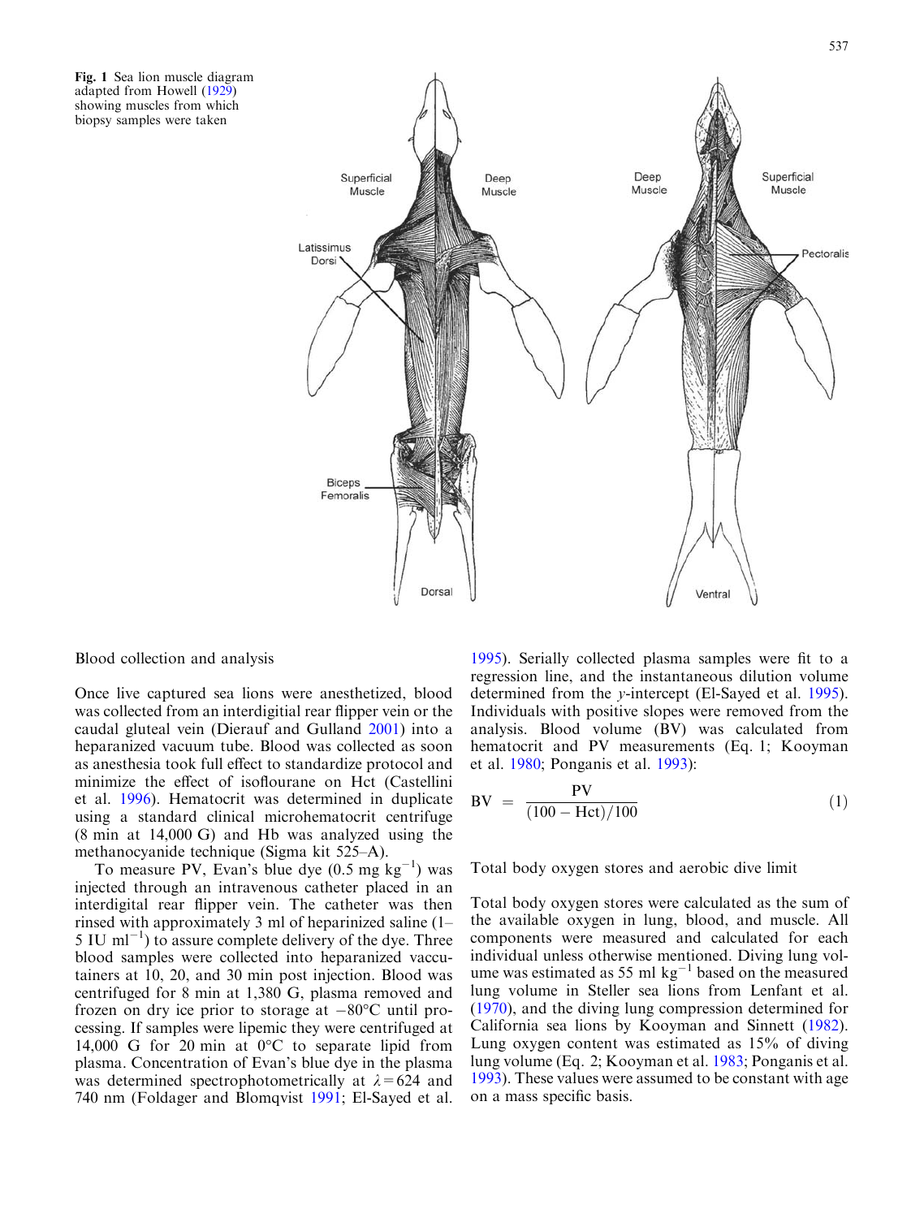**Fig. 1** Sea lion muscle diagram adapted from Howell (1929) showing muscles from which biopsy samples were taken

Superficial Muscle

Deep Muscle

Latissimus Dorsi

Biceps Femoralis

Dorsal

Deep Muscle

Superficial Muscle

Pectoralis

Ventral

Blood collection and analysis

Once live captured sea lions were anesthetized, blood was collected from an interdigital rear flipper vein or the caudal gluteal vein (Dierauf and Gulland 2001) into a heparanized vacuum tube. Blood was collected as soon as anesthesia took full effect to standardize protocol and minimize the effect of isoflourane on Hct (Castellini et al. 1996). Hematocrit was determined in duplicate using a standard clinical microhematocrit centrifuge (8 min at 14,000 G) and Hb was analyzed using the methanocyanide technique (Sigma kit 525–A).

To measure PV, Evan's blue dye (0.5 mg $kg^{-1}$) was injected through an intravenous catheter placed in an interdigital rear flipper vein. The catheter was then rinsed with approximately 3 ml of heparinized saline (1–5 IU $ml^{-1}$) to assure complete delivery of the dye. Three blood samples were collected into heparanized vacutainers at 10, 20, and 30 min post injection. Blood was centrifuged for 8 min at 1,380 G, plasma removed and frozen on dry ice prior to storage at −80°C until processing. If samples were lipemic they were centrifuged at 14,000 G for 20 min at 0°C to separate lipid from plasma. Concentration of Evan's blue dye in the plasma was determined spectrophotometrically at $\lambda = 624$ and 740 nm (Foldager and Blomqvist 1991; El-Sayed et al. 1995). Serially collected plasma samples were fit to a regression line, and the instantaneous dilution volume determined from the *y*-intercept (El-Sayed et al. 1995). Individuals with positive slopes were removed from the analysis. Blood volume (BV) was calculated from hematocrit and PV measurements (Eq. 1; Kooyman et al. 1980; Ponganis et al. 1993):

$$\mathrm{BV} = \frac{\mathrm{PV}}{(100 - \mathrm{Hct})/100} \tag{1}$$

Total body oxygen stores and aerobic dive limit

Total body oxygen stores were calculated as the sum of the available oxygen in lung, blood, and muscle. All components were measured and calculated for each individual unless otherwise mentioned. Diving lung volume was estimated as 55 ml $kg^{-1}$ based on the measured lung volume in Steller sea lions from Lenfant et al. (1970), and the diving lung compression determined for California sea lions by Kooyman and Sinnett (1982). Lung oxygen content was estimated as 15% of diving lung volume (Eq. 2; Kooyman et al. 1983; Ponganis et al. 1993). These values were assumed to be constant with age on a mass specific basis.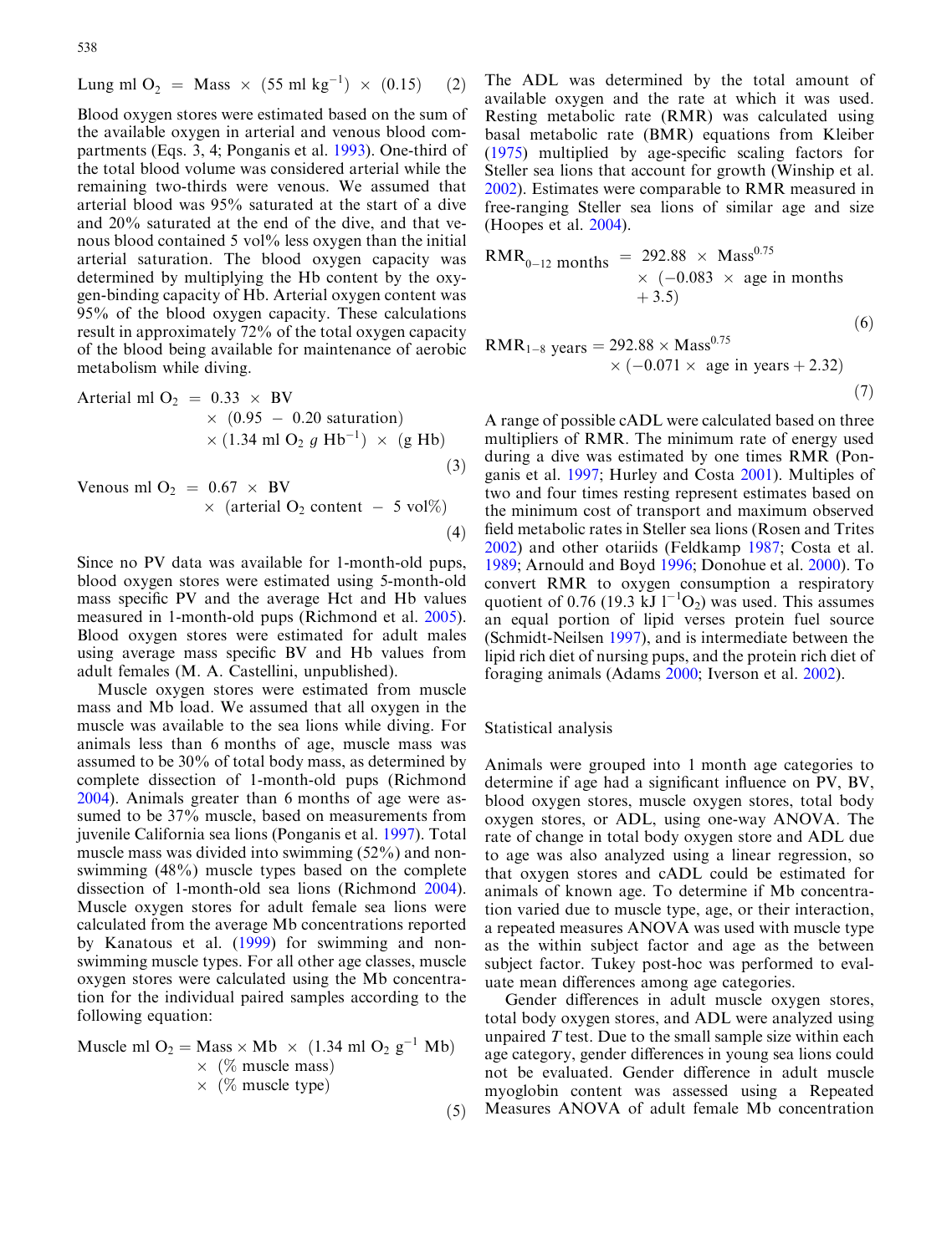$$\text{Lung ml } O_2 = \text{Mass} \times (55 \text{ ml kg}^{-1}) \times (0.15) \quad (2)$$

Blood oxygen stores were estimated based on the sum of the available oxygen in arterial and venous blood compartments (Eqs. 3, 4; Ponganis et al. 1993). One-third of the total blood volume was considered arterial while the remaining two-thirds were venous. We assumed that arterial blood was 95% saturated at the start of a dive and 20% saturated at the end of the dive, and that venous blood contained 5 vol% less oxygen than the initial arterial saturation. The blood oxygen capacity was determined by multiplying the Hb content by the oxygen-binding capacity of Hb. Arterial oxygen content was 95% of the blood oxygen capacity. These calculations result in approximately 72% of the total oxygen capacity of the blood being available for maintenance of aerobic metabolism while diving.

$$\text{Arterial ml } O_2 = 0.33 \times \text{BV} \times (0.95 - 0.20 \text{ saturation}) \times (1.34 \text{ ml } O_2 \text{ } g \text{ Hb}^{-1}) \times (\text{g Hb}) \quad (3)$$

$$\text{Venous ml } O_2 = 0.67 \times \text{BV} \times (\text{arterial } O_2 \text{ content} - 5 \text{ vol\%}) \quad (4)$$

Since no PV data was available for 1-month-old pups, blood oxygen stores were estimated using 5-month-old mass specific PV and the average Hct and Hb values measured in 1-month-old pups (Richmond et al. 2005). Blood oxygen stores were estimated for adult males using average mass specific BV and Hb values from adult females (M. A. Castellini, unpublished).

Muscle oxygen stores were estimated from muscle mass and Mb load. We assumed that all oxygen in the muscle was available to the sea lions while diving. For animals less than 6 months of age, muscle mass was assumed to be 30% of total body mass, as determined by complete dissection of 1-month-old pups (Richmond 2004). Animals greater than 6 months of age were assumed to be 37% muscle, based on measurements from juvenile California sea lions (Ponganis et al. 1997). Total muscle mass was divided into swimming (52%) and non-swimming (48%) muscle types based on the complete dissection of 1-month-old sea lions (Richmond 2004). Muscle oxygen stores for adult female sea lions were calculated from the average Mb concentrations reported by Kanatous et al. (1999) for swimming and non-swimming muscle types. For all other age classes, muscle oxygen stores were calculated using the Mb concentration for the individual paired samples according to the following equation:

$$\text{Muscle ml } O_2 = \text{Mass} \times \text{Mb} \times (1.34 \text{ ml } O_2 \text{ g}^{-1} \text{ Mb}) \times (\% \text{ muscle mass}) \times (\% \text{ muscle type}) \quad (5)$$

The ADL was determined by the total amount of available oxygen and the rate at which it was used. Resting metabolic rate (RMR) was calculated using basal metabolic rate (BMR) equations from Kleiber (1975) multiplied by age-specific scaling factors for Steller sea lions that account for growth (Winship et al. 2002). Estimates were comparable to RMR measured in free-ranging Steller sea lions of similar age and size (Hoopes et al. 2004).

$$\text{RMR}_{0\text{–}12 \text{ months}} = 292.88 \times \text{Mass}^{0.75} \times (-0.083 \times \text{age in months} + 3.5) \quad (6)$$

$$\text{RMR}_{1\text{–}8 \text{ years}} = 292.88 \times \text{Mass}^{0.75} \times (-0.071 \times \text{age in years} + 2.32) \quad (7)$$

A range of possible cADL were calculated based on three multipliers of RMR. The minimum rate of energy used during a dive was estimated by one times RMR (Ponganis et al. 1997; Hurley and Costa 2001). Multiples of two and four times resting represent estimates based on the minimum cost of transport and maximum observed field metabolic rates in Steller sea lions (Rosen and Trites 2002) and other otariids (Feldkamp 1987; Costa et al. 1989; Arnould and Boyd 1996; Donohue et al. 2000). To convert RMR to oxygen consumption a respiratory quotient of 0.76 (19.3 kJ $l^{-1}O_2$) was used. This assumes an equal portion of lipid verses protein fuel source (Schmidt-Neilsen 1997), and is intermediate between the lipid rich diet of nursing pups, and the protein rich diet of foraging animals (Adams 2000; Iverson et al. 2002).

## Statistical analysis

Animals were grouped into 1 month age categories to determine if age had a significant influence on PV, BV, blood oxygen stores, muscle oxygen stores, total body oxygen stores, or ADL, using one-way ANOVA. The rate of change in total body oxygen store and ADL due to age was also analyzed using a linear regression, so that oxygen stores and cADL could be estimated for animals of known age. To determine if Mb concentration varied due to muscle type, age, or their interaction, a repeated measures ANOVA was used with muscle type as the within subject factor and age as the between subject factor. Tukey post-hoc was performed to evaluate mean differences among age categories.

Gender differences in adult muscle oxygen stores, total body oxygen stores, and ADL were analyzed using unpaired *T* test. Due to the small sample size within each age category, gender differences in young sea lions could not be evaluated. Gender difference in adult muscle myoglobin content was assessed using a Repeated Measures ANOVA of adult female Mb concentration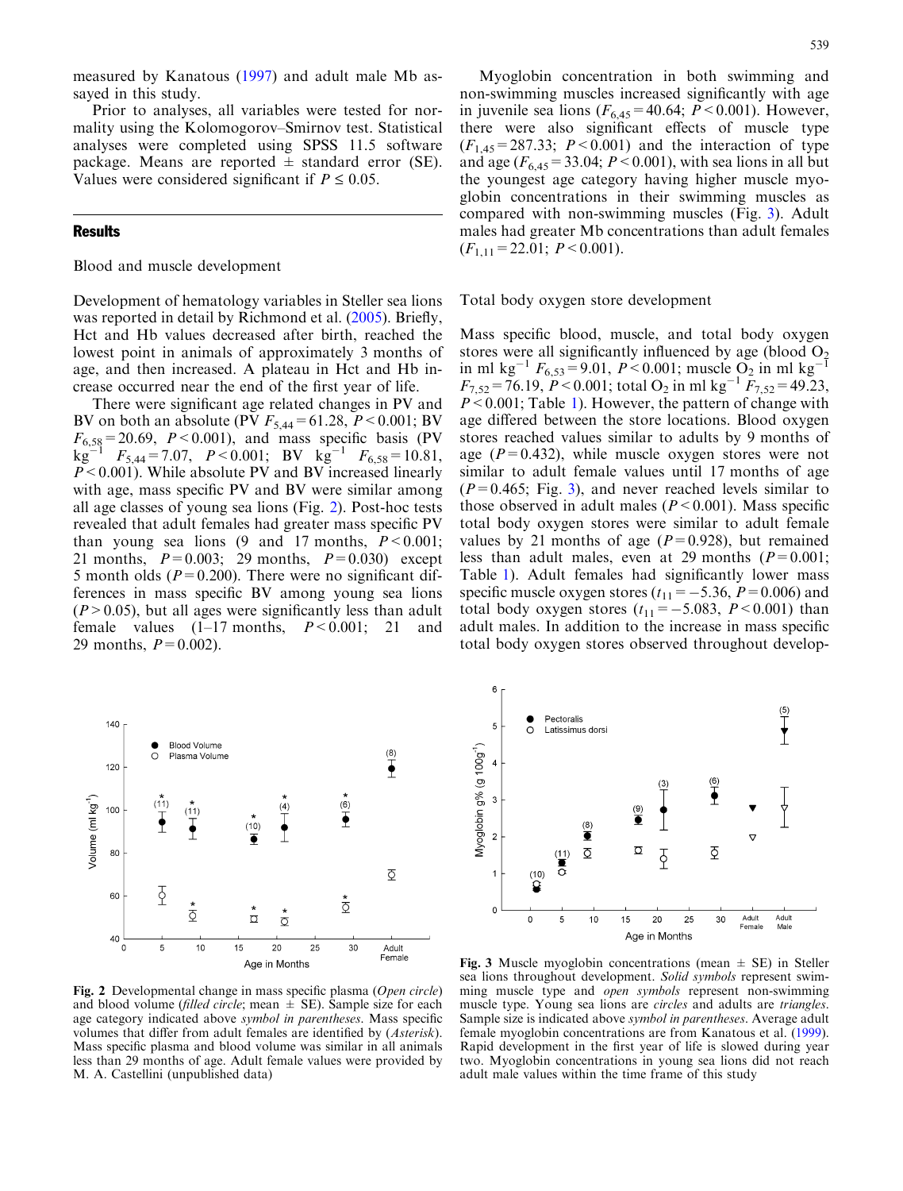measured by Kanatous (1997) and adult male Mb assayed in this study.

Prior to analyses, all variables were tested for normality using the Kolomogorov–Smirnov test. Statistical analyses were completed using SPSS 11.5 software package. Means are reported ± standard error (SE). Values were considered significant if $P \leq 0.05$.

## Results

### Blood and muscle development

Development of hematology variables in Steller sea lions was reported in detail by Richmond et al. (2005). Briefly, Hct and Hb values decreased after birth, reached the lowest point in animals of approximately 3 months of age, and then increased. A plateau in Hct and Hb increase occurred near the end of the first year of life.

There were significant age related changes in PV and BV on both an absolute (PV $F_{5,44} = 61.28$, $P < 0.001$; BV $F_{6,58} = 20.69$, $P < 0.001$), and mass specific basis (PV $\text{kg}^{-1}$ $F_{5,44} = 7.07$, $P < 0.001$; BV $\text{kg}^{-1}$ $F_{6,58} = 10.81$, $P < 0.001$). While absolute PV and BV increased linearly with age, mass specific PV and BV were similar among all age classes of young sea lions (Fig. 2). Post-hoc tests revealed that adult females had greater mass specific PV than young sea lions (9 and 17 months, $P < 0.001$; 21 months, $P = 0.003$; 29 months, $P = 0.030$) except 5 month olds ($P = 0.200$). There were no significant differences in mass specific BV among young sea lions ($P > 0.05$), but all ages were significantly less than adult female values (1–17 months, $P < 0.001$; 21 and 29 months, $P = 0.002$).

Myoglobin concentration in both swimming and non-swimming muscles increased significantly with age in juvenile sea lions ($F_{6,45} = 40.64$; $P < 0.001$). However, there were also significant effects of muscle type ($F_{1,45} = 287.33$; $P < 0.001$) and the interaction of type and age ($F_{6,45} = 33.04$; $P < 0.001$), with sea lions in all but the youngest age category having higher muscle myoglobin concentrations in their swimming muscles as compared with non-swimming muscles (Fig. 3). Adult males had greater Mb concentrations than adult females ($F_{1,11} = 22.01$; $P < 0.001$).

### Total body oxygen store development

Mass specific blood, muscle, and total body oxygen stores were all significantly influenced by age (blood $O_2$ in ml $\text{kg}^{-1}$ $F_{6,53} = 9.01$, $P < 0.001$; muscle $O_2$ in ml $\text{kg}^{-1}$ $F_{7,52} = 76.19$, $P < 0.001$; total $O_2$ in ml $\text{kg}^{-1}$ $F_{7,52} = 49.23$, $P < 0.001$; Table 1). However, the pattern of change with age differed between the store locations. Blood oxygen stores reached values similar to adults by 9 months of age ($P = 0.432$), while muscle oxygen stores were not similar to adult female values until 17 months of age ($P = 0.465$; Fig. 3), and never reached levels similar to those observed in adult males ($P < 0.001$). Mass specific total body oxygen stores were similar to adult female values by 21 months of age ($P = 0.928$), but remained less than adult males, even at 29 months ($P = 0.001$; Table 1). Adult females had significantly lower mass specific muscle oxygen stores ($t_{11} = -5.36$, $P = 0.006$) and total body oxygen stores ($t_{11} = -5.083$, $P < 0.001$) than adult males. In addition to the increase in mass specific total body oxygen stores observed throughout develop-

Blood Volume
Plasma Volume
Volume (ml kg-1)
Age in Months
Adult Female
(11) (11) (10) (4) (6) (8)
140 120 100 80 60 40
0 5 10 15 20 25 30

**Fig. 2** Developmental change in mass specific plasma (*Open circle*) and blood volume (*filled circle*; mean ± SE). Sample size for each age category indicated above *symbol in parentheses*. Mass specific volumes that differ from adult females are identified by (*Asterisk*). Mass specific plasma and blood volume was similar in all animals less than 29 months of age. Adult female values were provided by M. A. Castellini (unpublished data)

Pectoralis
Latissimus dorsi
Myoglobin g% (g 100g-1)
Age in Months
Adult Female
Adult Male
(10) (11) (8) (9) (3) (6) (5)
6 5 4 3 2 1 0
0 5 10 15 20 25 30

**Fig. 3** Muscle myoglobin concentrations (mean ± SE) in Steller sea lions throughout development. *Solid symbols* represent swimming muscle type and *open symbols* represent non-swimming muscle type. Young sea lions are *circles* and adults are *triangles*. Sample size is indicated above *symbol in parentheses*. Average adult female myoglobin concentrations are from Kanatous et al. (1999). Rapid development in the first year of life is slowed during year two. Myoglobin concentrations in young sea lions did not reach adult male values within the time frame of this study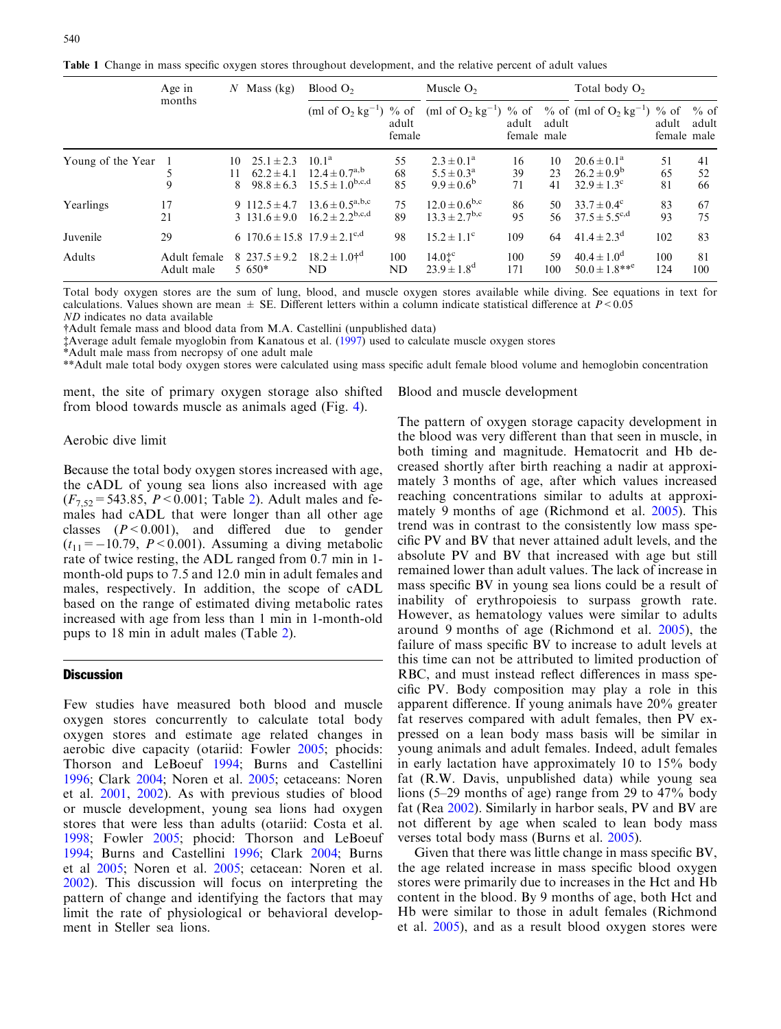**Table 1** Change in mass specific oxygen stores throughout development, and the relative percent of adult values

| | Age in months | N | Mass (kg) | Blood $O_2$ | | Muscle $O_2$ | | | Total body $O_2$ | | |
|---|---|---|---|---|---|---|---|---|---|---|---|
| | | | | (ml of $O_2$ $kg^{-1}$) | % of adult female | (ml of $O_2$ $kg^{-1}$) | % of adult female | % of adult male | (ml of $O_2$ $kg^{-1}$) | % of adult female | % of adult male |
| Young of the Year | 1 | 10 | $25.1 \pm 2.3$ | $10.1^{a}$ | 55 | $2.3 \pm 0.1^{a}$ | 16 | 10 | $20.6 \pm 0.1^{a}$ | 51 | 41 |
| | 5 | 11 | $62.2 \pm 4.1$ | $12.4 \pm 0.7^{a,b}$ | 68 | $5.5 \pm 0.3^{a}$ | 39 | 23 | $26.2 \pm 0.9^{b}$ | 65 | 52 |
| | 9 | 8 | $98.8 \pm 6.3$ | $15.5 \pm 1.0^{b,c,d}$ | 85 | $9.9 \pm 0.6^{b}$ | 71 | 41 | $32.9 \pm 1.3^{c}$ | 81 | 66 |
| Yearlings | 17 | 9 | $112.5 \pm 4.7$ | $13.6 \pm 0.5^{a,b,c}$ | 75 | $12.0 \pm 0.6^{b,c}$ | 86 | 50 | $33.7 \pm 0.4^{c}$ | 83 | 67 |
| | 21 | 3 | $131.6 \pm 9.0$ | $16.2 \pm 2.2^{b,c,d}$ | 89 | $13.3 \pm 2.7^{b,c}$ | 95 | 56 | $37.5 \pm 5.5^{c,d}$ | 93 | 75 |
| Juvenile | 29 | 6 | $170.6 \pm 15.8$ | $17.9 \pm 2.1^{c,d}$ | 98 | $15.2 \pm 1.1^{c}$ | 109 | 64 | $41.4 \pm 2.3^{d}$ | 102 | 83 |
| Adults | Adult female | 8 | $237.5 \pm 9.2$ | $18.2 \pm 1.0†^{d}$ | 100 | $14.0‡^{c}$ | 100 | 59 | $40.4 \pm 1.0^{d}$ | 100 | 81 |
| | Adult male | 5 | 650* | ND | ND | $23.9 \pm 1.8^{d}$ | 171 | 100 | $50.0 \pm 1.8^{**e}$ | 124 | 100 |

Total body oxygen stores are the sum of lung, blood, and muscle oxygen stores available while diving. See equations in text for calculations. Values shown are mean ± SE. Different letters within a column indicate statistical difference at $P < 0.05$

*ND* indicates no data available

†Adult female mass and blood data from M.A. Castellini (unpublished data)

‡Average adult female myoglobin from Kanatous et al. (1997) used to calculate muscle oxygen stores

*Adult male mass from necropsy of one adult male

**Adult male total body oxygen stores were calculated using mass specific adult female blood volume and hemoglobin concentration

ment, the site of primary oxygen storage also shifted from blood towards muscle as animals aged (Fig. 4).

## Aerobic dive limit

Because the total body oxygen stores increased with age, the cADL of young sea lions also increased with age ($F_{7,52} = 543.85$, $P < 0.001$; Table 2). Adult males and females had cADL that were longer than all other age classes ($P < 0.001$), and differed due to gender ($t_{11} = -10.79$, $P < 0.001$). Assuming a diving metabolic rate of twice resting, the ADL ranged from 0.7 min in 1-month-old pups to 7.5 and 12.0 min in adult females and males, respectively. In addition, the scope of cADL based on the range of estimated diving metabolic rates increased with age from less than 1 min in 1-month-old pups to 18 min in adult males (Table 2).

# Discussion

Few studies have measured both blood and muscle oxygen stores concurrently to calculate total body oxygen stores and estimate age related changes in aerobic dive capacity (otariid: Fowler 2005; phocids: Thorson and LeBoeuf 1994; Burns and Castellini 1996; Clark 2004; Noren et al. 2005; cetaceans: Noren et al. 2001, 2002). As with previous studies of blood or muscle development, young sea lions had oxygen stores that were less than adults (otariid: Costa et al. 1998; Fowler 2005; phocid: Thorson and LeBoeuf 1994; Burns and Castellini 1996; Clark 2004; Burns et al 2005; Noren et al. 2005; cetacean: Noren et al. 2002). This discussion will focus on interpreting the pattern of change and identifying the factors that may limit the rate of physiological or behavioral development in Steller sea lions.

## Blood and muscle development

The pattern of oxygen storage capacity development in the blood was very different than that seen in muscle, in both timing and magnitude. Hematocrit and Hb decreased shortly after birth reaching a nadir at approximately 3 months of age, after which values increased reaching concentrations similar to adults at approximately 9 months of age (Richmond et al. 2005). This trend was in contrast to the consistently low mass specific PV and BV that never attained adult levels, and the absolute PV and BV that increased with age but still remained lower than adult values. The lack of increase in mass specific BV in young sea lions could be a result of inability of erythropoiesis to surpass growth rate. However, as hematology values were similar to adults around 9 months of age (Richmond et al. 2005), the failure of mass specific BV to increase to adult levels at this time can not be attributed to limited production of RBC, and must instead reflect differences in mass specific PV. Body composition may play a role in this apparent difference. If young animals have 20% greater fat reserves compared with adult females, then PV expressed on a lean body mass basis will be similar in young animals and adult females. Indeed, adult females in early lactation have approximately 10 to 15% body fat (R.W. Davis, unpublished data) while young sea lions (5–29 months of age) range from 29 to 47% body fat (Rea 2002). Similarly in harbor seals, PV and BV are not different by age when scaled to lean body mass verses total body mass (Burns et al. 2005).

Given that there was little change in mass specific BV, the age related increase in mass specific blood oxygen stores were primarily due to increases in the Hct and Hb content in the blood. By 9 months of age, both Hct and Hb were similar to those in adult females (Richmond et al. 2005), and as a result blood oxygen stores were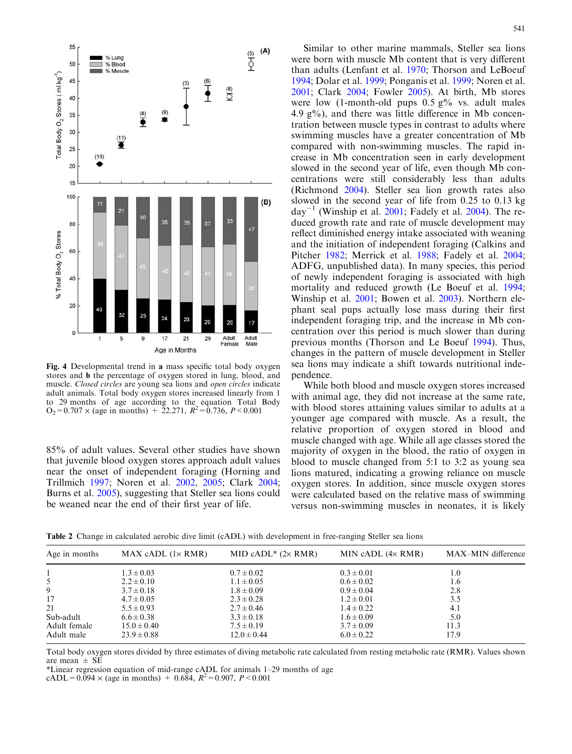(A)

55
50
45
40
35
30
25
20
15

Total Body $O_2$ Stores ( ml kg$^{-1}$)

% Lung
% Blood
% Muscle

(10) (11) (8) (9) (3) (6) (8) (5)

(B)

100
80
60
40
20
0

% Total Body $O_2$ Stores

11 21 30 36 35 37 35 47
49 47 45 40 42 43 45 36
40 32 25 24 23 20 20 17

1 5 9 17 21 29 Adult Female Adult Male

Age in Months

**Fig. 4** Developmental trend in **a** mass specific total body oxygen stores and **b** the percentage of oxygen stored in lung, blood, and muscle. *Closed circles* are young sea lions and *open circles* indicate adult animals. Total body oxygen stores increased linearly from 1 to 29 months of age according to the equation Total Body $O_2 = 0.707 \times$ (age in months) $+ 22.271$, $R^2 = 0.736$, $P < 0.001$

85% of adult values. Several other studies have shown that juvenile blood oxygen stores approach adult values near the onset of independent foraging (Horning and Trillmich 1997; Noren et al. 2002, 2005; Clark 2004; Burns et al. 2005), suggesting that Steller sea lions could be weaned near the end of their first year of life.

Similar to other marine mammals, Steller sea lions were born with muscle Mb content that is very different than adults (Lenfant et al. 1970; Thorson and LeBoeuf 1994; Dolar et al. 1999; Ponganis et al. 1999; Noren et al. 2001; Clark 2004; Fowler 2005). At birth, Mb stores were low (1-month-old pups 0.5 g% vs. adult males 4.9 g%), and there was little difference in Mb concentration between muscle types in contrast to adults where swimming muscles have a greater concentration of Mb compared with non-swimming muscles. The rapid increase in Mb concentration seen in early development slowed in the second year of life, even though Mb concentrations were still considerably less than adults (Richmond 2004). Steller sea lion growth rates also slowed in the second year of life from 0.25 to 0.13 kg day$^{-1}$ (Winship et al. 2001; Fadely et al. 2004). The reduced growth rate and rate of muscle development may reflect diminished energy intake associated with weaning and the initiation of independent foraging (Calkins and Pitcher 1982; Merrick et al. 1988; Fadely et al. 2004; ADFG, unpublished data). In many species, this period of newly independent foraging is associated with high mortality and reduced growth (Le Boeuf et al. 1994; Winship et al. 2001; Bowen et al. 2003). Northern elephant seal pups actually lose mass during their first independent foraging trip, and the increase in Mb concentration over this period is much slower than during previous months (Thorson and Le Boeuf 1994). Thus, changes in the pattern of muscle development in Steller sea lions may indicate a shift towards nutritional independence.

While both blood and muscle oxygen stores increased with animal age, they did not increase at the same rate, with blood stores attaining values similar to adults at a younger age compared with muscle. As a result, the relative proportion of oxygen stored in blood and muscle changed with age. While all age classes stored the majority of oxygen in the blood, the ratio of oxygen in blood to muscle changed from 5:1 to 3:2 as young sea lions matured, indicating a growing reliance on muscle oxygen stores. In addition, since muscle oxygen stores were calculated based on the relative mass of swimming versus non-swimming muscles in neonates, it is likely

**Table 2** Change in calculated aerobic dive limit (cADL) with development in free-ranging Steller sea lions

| Age in months | MAX cADL (1× RMR) | MID cADL* (2× RMR) | MIN cADL (4× RMR) | MAX–MIN difference |
|---|---|---|---|---|
| 1 | 1.3 ± 0.03 | 0.7 ± 0.02 | 0.3 ± 0.01 | 1.0 |
| 5 | 2.2 ± 0.10 | 1.1 ± 0.05 | 0.6 ± 0.02 | 1.6 |
| 9 | 3.7 ± 0.18 | 1.8 ± 0.09 | 0.9 ± 0.04 | 2.8 |
| 17 | 4.7 ± 0.05 | 2.3 ± 0.28 | 1.2 ± 0.01 | 3.5 |
| 21 | 5.5 ± 0.93 | 2.7 ± 0.46 | 1.4 ± 0.22 | 4.1 |
| Sub-adult | 6.6 ± 0.38 | 3.3 ± 0.18 | 1.6 ± 0.09 | 5.0 |
| Adult female | 15.0 ± 0.40 | 7.5 ± 0.19 | 3.7 ± 0.09 | 11.3 |
| Adult male | 23.9 ± 0.88 | 12.0 ± 0.44 | 6.0 ± 0.22 | 17.9 |

Total body oxygen stores divided by three estimates of diving metabolic rate calculated from resting metabolic rate (RMR). Values shown are mean ± SE

*Linear regression equation of mid-range cADL for animals 1–29 months of age
cADL $= 0.094 \times$ (age in months) $+ 0.684$, $R^2 = 0.907$, $P < 0.001$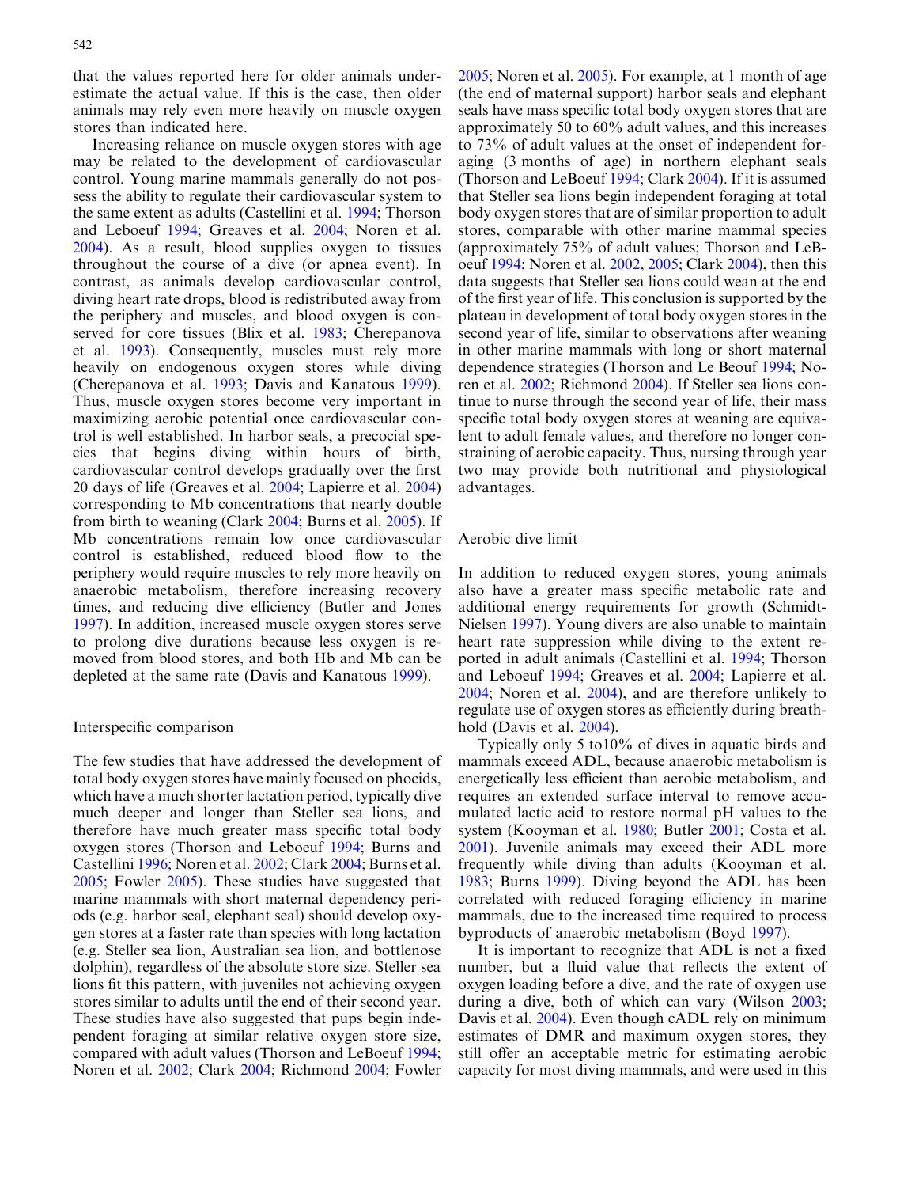that the values reported here for older animals underestimate the actual value. If this is the case, then older animals may rely even more heavily on muscle oxygen stores than indicated here.

Increasing reliance on muscle oxygen stores with age may be related to the development of cardiovascular control. Young marine mammals generally do not possess the ability to regulate their cardiovascular system to the same extent as adults (Castellini et al. 1994; Thorson and Leboeuf 1994; Greaves et al. 2004; Noren et al. 2004). As a result, blood supplies oxygen to tissues throughout the course of a dive (or apnea event). In contrast, as animals develop cardiovascular control, diving heart rate drops, blood is redistributed away from the periphery and muscles, and blood oxygen is conserved for core tissues (Blix et al. 1983; Cherepanova et al. 1993). Consequently, muscles must rely more heavily on endogenous oxygen stores while diving (Cherepanova et al. 1993; Davis and Kanatous 1999). Thus, muscle oxygen stores become very important in maximizing aerobic potential once cardiovascular control is well established. In harbor seals, a precocial species that begins diving within hours of birth, cardiovascular control develops gradually over the first 20 days of life (Greaves et al. 2004; Lapierre et al. 2004) corresponding to Mb concentrations that nearly double from birth to weaning (Clark 2004; Burns et al. 2005). If Mb concentrations remain low once cardiovascular control is established, reduced blood flow to the periphery would require muscles to rely more heavily on anaerobic metabolism, therefore increasing recovery times, and reducing dive efficiency (Butler and Jones 1997). In addition, increased muscle oxygen stores serve to prolong dive durations because less oxygen is removed from blood stores, and both Hb and Mb can be depleted at the same rate (Davis and Kanatous 1999).

## Interspecific comparison

The few studies that have addressed the development of total body oxygen stores have mainly focused on phocids, which have a much shorter lactation period, typically dive much deeper and longer than Steller sea lions, and therefore have much greater mass specific total body oxygen stores (Thorson and Leboeuf 1994; Burns and Castellini 1996; Noren et al. 2002; Clark 2004; Burns et al. 2005; Fowler 2005). These studies have suggested that marine mammals with short maternal dependency periods (e.g. harbor seal, elephant seal) should develop oxygen stores at a faster rate than species with long lactation (e.g. Steller sea lion, Australian sea lion, and bottlenose dolphin), regardless of the absolute store size. Steller sea lions fit this pattern, with juveniles not achieving oxygen stores similar to adults until the end of their second year. These studies have also suggested that pups begin independent foraging at similar relative oxygen store size, compared with adult values (Thorson and LeBoeuf 1994; Noren et al. 2002; Clark 2004; Richmond 2004; Fowler 2005; Noren et al. 2005). For example, at 1 month of age (the end of maternal support) harbor seals and elephant seals have mass specific total body oxygen stores that are approximately 50 to 60% adult values, and this increases to 73% of adult values at the onset of independent foraging (3 months of age) in northern elephant seals (Thorson and LeBoeuf 1994; Clark 2004). If it is assumed that Steller sea lions begin independent foraging at total body oxygen stores that are of similar proportion to adult stores, comparable with other marine mammal species (approximately 75% of adult values; Thorson and LeBoeuf 1994; Noren et al. 2002, 2005; Clark 2004), then this data suggests that Steller sea lions could wean at the end of the first year of life. This conclusion is supported by the plateau in development of total body oxygen stores in the second year of life, similar to observations after weaning in other marine mammals with long or short maternal dependence strategies (Thorson and Le Beouf 1994; Noren et al. 2002; Richmond 2004). If Steller sea lions continue to nurse through the second year of life, their mass specific total body oxygen stores at weaning are equivalent to adult female values, and therefore no longer constraining of aerobic capacity. Thus, nursing through year two may provide both nutritional and physiological advantages.

## Aerobic dive limit

In addition to reduced oxygen stores, young animals also have a greater mass specific metabolic rate and additional energy requirements for growth (Schmidt-Nielsen 1997). Young divers are also unable to maintain heart rate suppression while diving to the extent reported in adult animals (Castellini et al. 1994; Thorson and Leboeuf 1994; Greaves et al. 2004; Lapierre et al. 2004; Noren et al. 2004), and are therefore unlikely to regulate use of oxygen stores as efficiently during breath-hold (Davis et al. 2004).

Typically only 5 to10% of dives in aquatic birds and mammals exceed ADL, because anaerobic metabolism is energetically less efficient than aerobic metabolism, and requires an extended surface interval to remove accumulated lactic acid to restore normal pH values to the system (Kooyman et al. 1980; Butler 2001; Costa et al. 2001). Juvenile animals may exceed their ADL more frequently while diving than adults (Kooyman et al. 1983; Burns 1999). Diving beyond the ADL has been correlated with reduced foraging efficiency in marine mammals, due to the increased time required to process byproducts of anaerobic metabolism (Boyd 1997).

It is important to recognize that ADL is not a fixed number, but a fluid value that reflects the extent of oxygen loading before a dive, and the rate of oxygen use during a dive, both of which can vary (Wilson 2003; Davis et al. 2004). Even though cADL rely on minimum estimates of DMR and maximum oxygen stores, they still offer an acceptable metric for estimating aerobic capacity for most diving mammals, and were used in this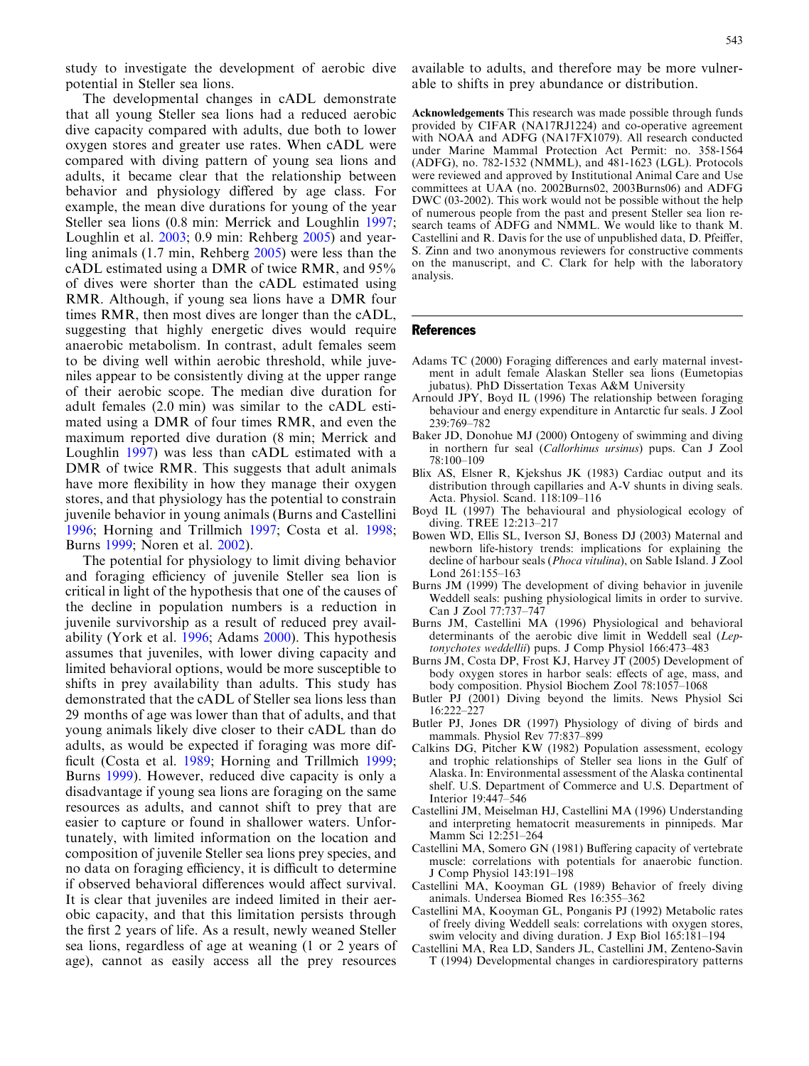study to investigate the development of aerobic dive potential in Steller sea lions.

The developmental changes in cADL demonstrate that all young Steller sea lions had a reduced aerobic dive capacity compared with adults, due both to lower oxygen stores and greater use rates. When cADL were compared with diving pattern of young sea lions and adults, it became clear that the relationship between behavior and physiology differed by age class. For example, the mean dive durations for young of the year Steller sea lions (0.8 min: Merrick and Loughlin 1997; Loughlin et al. 2003; 0.9 min: Rehberg 2005) and yearling animals (1.7 min, Rehberg 2005) were less than the cADL estimated using a DMR of twice RMR, and 95% of dives were shorter than the cADL estimated using RMR. Although, if young sea lions have a DMR four times RMR, then most dives are longer than the cADL, suggesting that highly energetic dives would require anaerobic metabolism. In contrast, adult females seem to be diving well within aerobic threshold, while juveniles appear to be consistently diving at the upper range of their aerobic scope. The median dive duration for adult females (2.0 min) was similar to the cADL estimated using a DMR of four times RMR, and even the maximum reported dive duration (8 min; Merrick and Loughlin 1997) was less than cADL estimated with a DMR of twice RMR. This suggests that adult animals have more flexibility in how they manage their oxygen stores, and that physiology has the potential to constrain juvenile behavior in young animals (Burns and Castellini 1996; Horning and Trillmich 1997; Costa et al. 1998; Burns 1999; Noren et al. 2002).

The potential for physiology to limit diving behavior and foraging efficiency of juvenile Steller sea lion is critical in light of the hypothesis that one of the causes of the decline in population numbers is a reduction in juvenile survivorship as a result of reduced prey availability (York et al. 1996; Adams 2000). This hypothesis assumes that juveniles, with lower diving capacity and limited behavioral options, would be more susceptible to shifts in prey availability than adults. This study has demonstrated that the cADL of Steller sea lions less than 29 months of age was lower than that of adults, and that young animals likely dive closer to their cADL than do adults, as would be expected if foraging was more difficult (Costa et al. 1989; Horning and Trillmich 1999; Burns 1999). However, reduced dive capacity is only a disadvantage if young sea lions are foraging on the same resources as adults, and cannot shift to prey that are easier to capture or found in shallower waters. Unfortunately, with limited information on the location and composition of juvenile Steller sea lions prey species, and no data on foraging efficiency, it is difficult to determine if observed behavioral differences would affect survival. It is clear that juveniles are indeed limited in their aerobic capacity, and that this limitation persists through the first 2 years of life. As a result, newly weaned Steller sea lions, regardless of age at weaning (1 or 2 years of age), cannot as easily access all the prey resources available to adults, and therefore may be more vulnerable to shifts in prey abundance or distribution.

**Acknowledgements** This research was made possible through funds provided by CIFAR (NA17RJ1224) and co-operative agreement with NOAA and ADFG (NA17FX1079). All research conducted under Marine Mammal Protection Act Permit: no. 358-1564 (ADFG), no. 782-1532 (NMML), and 481-1623 (LGL). Protocols were reviewed and approved by Institutional Animal Care and Use committees at UAA (no. 2002Burns02, 2003Burns06) and ADFG DWC (03-2002). This work would not be possible without the help of numerous people from the past and present Steller sea lion research teams of ADFG and NMML. We would like to thank M. Castellini and R. Davis for the use of unpublished data, D. Pfeiffer, S. Zinn and two anonymous reviewers for constructive comments on the manuscript, and C. Clark for help with the laboratory analysis.

## References

Adams TC (2000) Foraging differences and early maternal investment in adult female Alaskan Steller sea lions (Eumetopias jubatus). PhD Dissertation Texas A&M University

Arnould JPY, Boyd IL (1996) The relationship between foraging behaviour and energy expenditure in Antarctic fur seals. J Zool 239:769–782

Baker JD, Donohue MJ (2000) Ontogeny of swimming and diving in northern fur seal (*Callorhinus ursinus*) pups. Can J Zool 78:100–109

Blix AS, Elsner R, Kjekshus JK (1983) Cardiac output and its distribution through capillaries and A-V shunts in diving seals. Acta. Physiol. Scand. 118:109–116

Boyd IL (1997) The behavioural and physiological ecology of diving. TREE 12:213–217

Bowen WD, Ellis SL, Iverson SJ, Boness DJ (2003) Maternal and newborn life-history trends: implications for explaining the decline of harbour seals (*Phoca vitulina*), on Sable Island. J Zool Lond 261:155–163

Burns JM (1999) The development of diving behavior in juvenile Weddell seals: pushing physiological limits in order to survive. Can J Zool 77:737–747

Burns JM, Castellini MA (1996) Physiological and behavioral determinants of the aerobic dive limit in Weddell seal (*Leptonychotes weddellii*) pups. J Comp Physiol 166:473–483

Burns JM, Costa DP, Frost KJ, Harvey JT (2005) Development of body oxygen stores in harbor seals: effects of age, mass, and body composition. Physiol Biochem Zool 78:1057–1068

Butler PJ (2001) Diving beyond the limits. News Physiol Sci 16:222–227

Butler PJ, Jones DR (1997) Physiology of diving of birds and mammals. Physiol Rev 77:837–899

Calkins DG, Pitcher KW (1982) Population assessment, ecology and trophic relationships of Steller sea lions in the Gulf of Alaska. In: Environmental assessment of the Alaska continental shelf. U.S. Department of Commerce and U.S. Department of Interior 19:447–546

Castellini JM, Meiselman HJ, Castellini MA (1996) Understanding and interpreting hematocrit measurements in pinnipeds. Mar Mamm Sci 12:251–264

Castellini MA, Somero GN (1981) Buffering capacity of vertebrate muscle: correlations with potentials for anaerobic function. J Comp Physiol 143:191–198

Castellini MA, Kooyman GL (1989) Behavior of freely diving animals. Undersea Biomed Res 16:355–362

Castellini MA, Kooyman GL, Ponganis PJ (1992) Metabolic rates of freely diving Weddell seals: correlations with oxygen stores, swim velocity and diving duration. J Exp Biol 165:181–194

Castellini MA, Rea LD, Sanders JL, Castellini JM, Zenteno-Savin T (1994) Developmental changes in cardiorespiratory patterns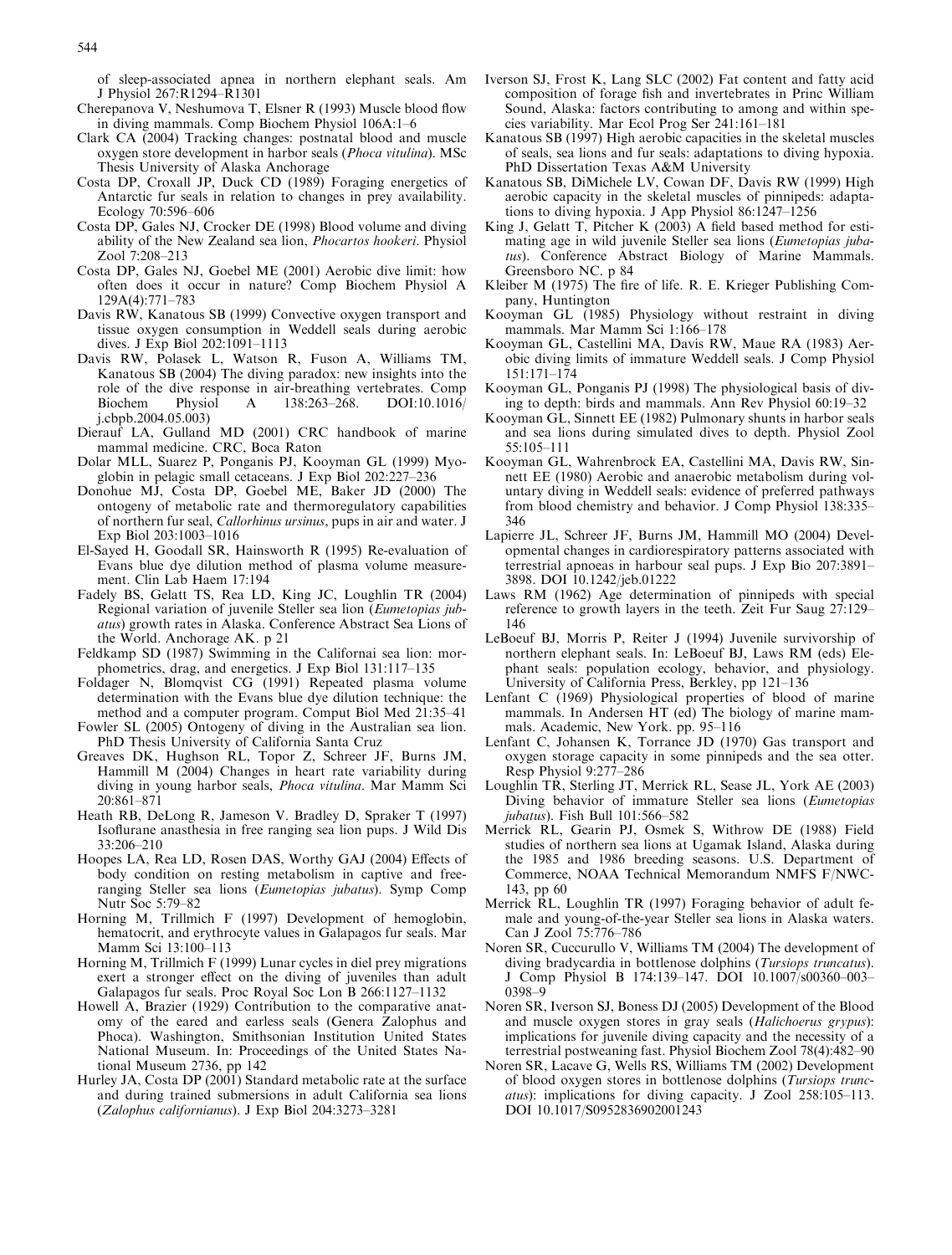of sleep-associated apnea in northern elephant seals. Am J Physiol 267:R1294–R1301

Cherepanova V, Neshumova T, Elsner R (1993) Muscle blood flow in diving mammals. Comp Biochem Physiol 106A:1–6

Clark CA (2004) Tracking changes: postnatal blood and muscle oxygen store development in harbor seals (*Phoca vitulina*). MSc Thesis University of Alaska Anchorage

Costa DP, Croxall JP, Duck CD (1989) Foraging energetics of Antarctic fur seals in relation to changes in prey availability. Ecology 70:596–606

Costa DP, Gales NJ, Crocker DE (1998) Blood volume and diving ability of the New Zealand sea lion, *Phocartos hookeri*. Physiol Zool 7:208–213

Costa DP, Gales NJ, Goebel ME (2001) Aerobic dive limit: how often does it occur in nature? Comp Biochem Physiol A 129A(4):771–783

Davis RW, Kanatous SB (1999) Convective oxygen transport and tissue oxygen consumption in Weddell seals during aerobic dives. J Exp Biol 202:1091–1113

Davis RW, Polasek L, Watson R, Fuson A, Williams TM, Kanatous SB (2004) The diving paradox: new insights into the role of the dive response in air-breathing vertebrates. Comp Biochem Physiol A 138:263–268. DOI:10.1016/j.cbpb.2004.05.003)

Dierauf LA, Gulland MD (2001) CRC handbook of marine mammal medicine. CRC, Boca Raton

Dolar MLL, Suarez P, Ponganis PJ, Kooyman GL (1999) Myoglobin in pelagic small cetaceans. J Exp Biol 202:227–236

Donohue MJ, Costa DP, Goebel ME, Baker JD (2000) The ontogeny of metabolic rate and thermoregulatory capabilities of northern fur seal, *Callorhinus ursinus*, pups in air and water. J Exp Biol 203:1003–1016

El-Sayed H, Goodall SR, Hainsworth R (1995) Re-evaluation of Evans blue dye dilution method of plasma volume measurement. Clin Lab Haem 17:194

Fadely BS, Gelatt TS, Rea LD, King JC, Loughlin TR (2004) Regional variation of juvenile Steller sea lion (*Eumetopias jubatus*) growth rates in Alaska. Conference Abstract Sea Lions of the World. Anchorage AK. p 21

Feldkamp SD (1987) Swimming in the Californai sea lion: morphometrics, drag, and energetics. J Exp Biol 131:117–135

Foldager N, Blomqvist CG (1991) Repeated plasma volume determination with the Evans blue dye dilution technique: the method and a computer program. Comput Biol Med 21:35–41

Fowler SL (2005) Ontogeny of diving in the Australian sea lion. PhD Thesis University of California Santa Cruz

Greaves DK, Hughson RL, Topor Z, Schreer JF, Burns JM, Hammill M (2004) Changes in heart rate variability during diving in young harbor seals, *Phoca vitulina*. Mar Mamm Sci 20:861–871

Heath RB, DeLong R, Jameson V. Bradley D, Spraker T (1997) Isoflurane anasthesia in free ranging sea lion pups. J Wild Dis 33:206–210

Hoopes LA, Rea LD, Rosen DAS, Worthy GAJ (2004) Effects of body condition on resting metabolism in captive and free-ranging Steller sea lions (*Eumetopias jubatus*). Symp Comp Nutr Soc 5:79–82

Horning M, Trillmich F (1997) Development of hemoglobin, hematocrit, and erythrocyte values in Galapagos fur seals. Mar Mamm Sci 13:100–113

Horning M, Trillmich F (1999) Lunar cycles in diel prey migrations exert a stronger effect on the diving of juveniles than adult Galapagos fur seals. Proc Royal Soc Lon B 266:1127–1132

Howell A, Brazier (1929) Contribution to the comparative anatomy of the eared and earless seals (Genera Zalophus and Phoca). Washington, Smithsonian Institution United States National Museum. In: Proceedings of the United States National Museum 2736, pp 142

Hurley JA, Costa DP (2001) Standard metabolic rate at the surface and during trained submersions in adult California sea lions (*Zalophus californianus*). J Exp Biol 204:3273–3281

Iverson SJ, Frost K, Lang SLC (2002) Fat content and fatty acid composition of forage fish and invertebrates in Princ William Sound, Alaska: factors contributing to among and within species variability. Mar Ecol Prog Ser 241:161–181

Kanatous SB (1997) High aerobic capacities in the skeletal muscles of seals, sea lions and fur seals: adaptations to diving hypoxia. PhD Dissertation Texas A&M University

Kanatous SB, DiMichele LV, Cowan DF, Davis RW (1999) High aerobic capacity in the skeletal muscles of pinnipeds: adaptations to diving hypoxia. J App Physiol 86:1247–1256

King J, Gelatt T, Pitcher K (2003) A field based method for estimating age in wild juvenile Steller sea lions (*Eumetopias jubatus*). Conference Abstract Biology of Marine Mammals. Greensboro NC. p 84

Kleiber M (1975) The fire of life. R. E. Krieger Publishing Company, Huntington

Kooyman GL (1985) Physiology without restraint in diving mammals. Mar Mamm Sci 1:166–178

Kooyman GL, Castellini MA, Davis RW, Maue RA (1983) Aerobic diving limits of immature Weddell seals. J Comp Physiol 151:171–174

Kooyman GL, Ponganis PJ (1998) The physiological basis of diving to depth: birds and mammals. Ann Rev Physiol 60:19–32

Kooyman GL, Sinnett EE (1982) Pulmonary shunts in harbor seals and sea lions during simulated dives to depth. Physiol Zool 55:105–111

Kooyman GL, Wahrenbrock EA, Castellini MA, Davis RW, Sinnett EE (1980) Aerobic and anaerobic metabolism during voluntary diving in Weddell seals: evidence of preferred pathways from blood chemistry and behavior. J Comp Physiol 138:335–346

Lapierre JL, Schreer JF, Burns JM, Hammill MO (2004) Developmental changes in cardiorespiratory patterns associated with terrestrial apnoeas in harbour seal pups. J Exp Bio 207:3891–3898. DOI 10.1242/jeb.01222

Laws RM (1962) Age determination of pinnipeds with special reference to growth layers in the teeth. Zeit Fur Saug 27:129–146

LeBoeuf BJ, Morris P, Reiter J (1994) Juvenile survivorship of northern elephant seals. In: LeBoeuf BJ, Laws RM (eds) Elephant seals: population ecology, behavior, and physiology. University of California Press, Berkley, pp 121–136

Lenfant C (1969) Physiological properties of blood of marine mammals. In Andersen HT (ed) The biology of marine mammals. Academic, New York. pp. 95–116

Lenfant C, Johansen K, Torrance JD (1970) Gas transport and oxygen storage capacity in some pinnipeds and the sea otter. Resp Physiol 9:277–286

Loughlin TR, Sterling JT, Merrick RL, Sease JL, York AE (2003) Diving behavior of immature Steller sea lions (*Eumetopias jubatus*). Fish Bull 101:566–582

Merrick RL, Gearin PJ, Osmek S, Withrow DE (1988) Field studies of northern sea lions at Ugamak Island, Alaska during the 1985 and 1986 breeding seasons. U.S. Department of Commerce, NOAA Technical Memorandum NMFS F/NWC-143, pp 60

Merrick RL, Loughlin TR (1997) Foraging behavior of adult female and young-of-the-year Steller sea lions in Alaska waters. Can J Zool 75:776–786

Noren SR, Cuccurullo V, Williams TM (2004) The development of diving bradycardia in bottlenose dolphins (*Tursiops truncatus*). J Comp Physiol B 174:139–147. DOI 10.1007/s00360–003–0398–9

Noren SR, Iverson SJ, Boness DJ (2005) Development of the Blood and muscle oxygen stores in gray seals (*Halichoerus grypus*): implications for juvenile diving capacity and the necessity of a terrestrial postweaning fast. Physiol Biochem Zool 78(4):482–90

Noren SR, Lacave G, Wells RS, Williams TM (2002) Development of blood oxygen stores in bottlenose dolphins (*Tursiops truncatus*): implications for diving capacity. J Zool 258:105–113. DOI 10.1017/S0952836902001243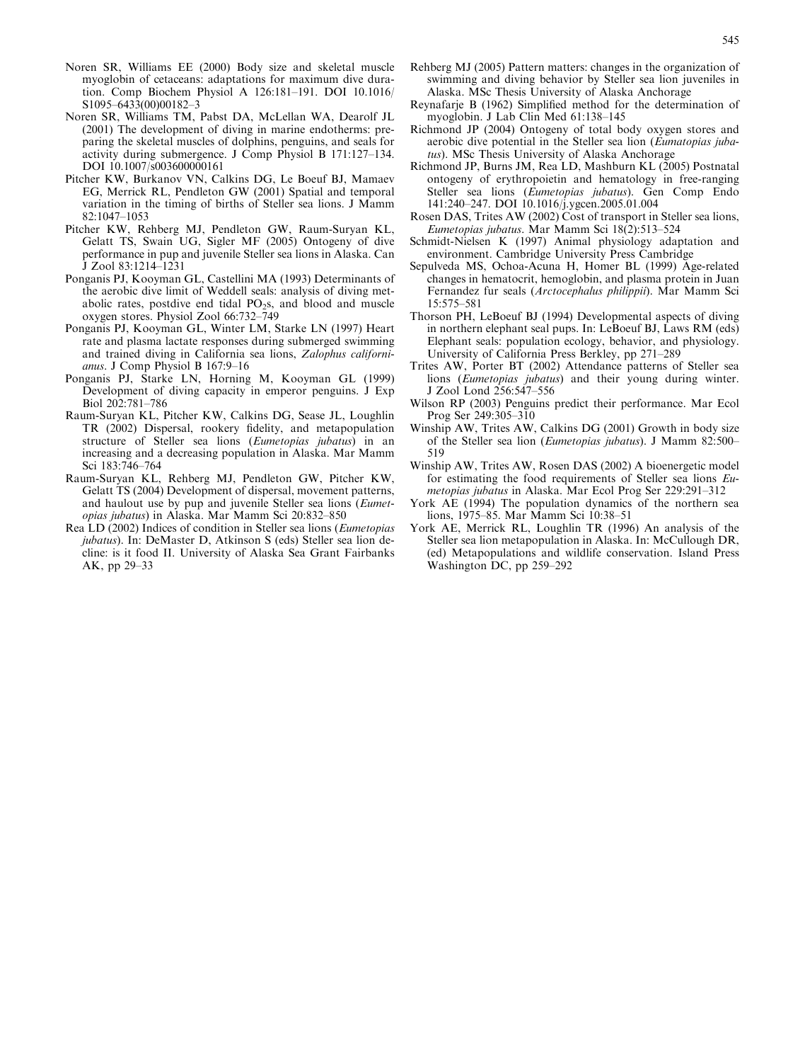Noren SR, Williams EE (2000) Body size and skeletal muscle myoglobin of cetaceans: adaptations for maximum dive duration. Comp Biochem Physiol A 126:181–191. DOI 10.1016/S1095–6433(00)00182–3

Noren SR, Williams TM, Pabst DA, McLellan WA, Dearolf JL (2001) The development of diving in marine endotherms: preparing the skeletal muscles of dolphins, penguins, and seals for activity during submergence. J Comp Physiol B 171:127–134. DOI 10.1007/s003600000161

Pitcher KW, Burkanov VN, Calkins DG, Le Boeuf BJ, Mamaev EG, Merrick RL, Pendleton GW (2001) Spatial and temporal variation in the timing of births of Steller sea lions. J Mamm 82:1047–1053

Pitcher KW, Rehberg MJ, Pendleton GW, Raum-Suryan KL, Gelatt TS, Swain UG, Sigler MF (2005) Ontogeny of dive performance in pup and juvenile Steller sea lions in Alaska. Can J Zool 83:1214–1231

Ponganis PJ, Kooyman GL, Castellini MA (1993) Determinants of the aerobic dive limit of Weddell seals: analysis of diving metabolic rates, postdive end tidal $PO_2$s, and blood and muscle oxygen stores. Physiol Zool 66:732–749

Ponganis PJ, Kooyman GL, Winter LM, Starke LN (1997) Heart rate and plasma lactate responses during submerged swimming and trained diving in California sea lions, *Zalophus californianus*. J Comp Physiol B 167:9–16

Ponganis PJ, Starke LN, Horning M, Kooyman GL (1999) Development of diving capacity in emperor penguins. J Exp Biol 202:781–786

Raum-Suryan KL, Pitcher KW, Calkins DG, Sease JL, Loughlin TR (2002) Dispersal, rookery fidelity, and metapopulation structure of Steller sea lions (*Eumetopias jubatus*) in an increasing and a decreasing population in Alaska. Mar Mamm Sci 183:746–764

Raum-Suryan KL, Rehberg MJ, Pendleton GW, Pitcher KW, Gelatt TS (2004) Development of dispersal, movement patterns, and haulout use by pup and juvenile Steller sea lions (*Eumetopias jubatus*) in Alaska. Mar Mamm Sci 20:832–850

Rea LD (2002) Indices of condition in Steller sea lions (*Eumetopias jubatus*). In: DeMaster D, Atkinson S (eds) Steller sea lion decline: is it food II. University of Alaska Sea Grant Fairbanks AK, pp 29–33

Rehberg MJ (2005) Pattern matters: changes in the organization of swimming and diving behavior by Steller sea lion juveniles in Alaska. MSc Thesis University of Alaska Anchorage

Reynafarje B (1962) Simplified method for the determination of myoglobin. J Lab Clin Med 61:138–145

Richmond JP (2004) Ontogeny of total body oxygen stores and aerobic dive potential in the Steller sea lion (*Eumatopias jubatus*). MSc Thesis University of Alaska Anchorage

Richmond JP, Burns JM, Rea LD, Mashburn KL (2005) Postnatal ontogeny of erythropoietin and hematology in free-ranging Steller sea lions (*Eumetopias jubatus*). Gen Comp Endo 141:240–247. DOI 10.1016/j.ygcen.2005.01.004

Rosen DAS, Trites AW (2002) Cost of transport in Steller sea lions, *Eumetopias jubatus*. Mar Mamm Sci 18(2):513–524

Schmidt-Nielsen K (1997) Animal physiology adaptation and environment. Cambridge University Press Cambridge

Sepulveda MS, Ochoa-Acuna H, Homer BL (1999) Age-related changes in hematocrit, hemoglobin, and plasma protein in Juan Fernandez fur seals (*Arctocephalus philippii*). Mar Mamm Sci 15:575–581

Thorson PH, LeBoeuf BJ (1994) Developmental aspects of diving in northern elephant seal pups. In: LeBoeuf BJ, Laws RM (eds) Elephant seals: population ecology, behavior, and physiology. University of California Press Berkley, pp 271–289

Trites AW, Porter BT (2002) Attendance patterns of Steller sea lions (*Eumetopias jubatus*) and their young during winter. J Zool Lond 256:547–556

Wilson RP (2003) Penguins predict their performance. Mar Ecol Prog Ser 249:305–310

Winship AW, Trites AW, Calkins DG (2001) Growth in body size of the Steller sea lion (*Eumetopias jubatus*). J Mamm 82:500–519

Winship AW, Trites AW, Rosen DAS (2002) A bioenergetic model for estimating the food requirements of Steller sea lions *Eumetopias jubatus* in Alaska. Mar Ecol Prog Ser 229:291–312

York AE (1994) The population dynamics of the northern sea lions, 1975–85. Mar Mamm Sci 10:38–51

York AE, Merrick RL, Loughlin TR (1996) An analysis of the Steller sea lion metapopulation in Alaska. In: McCullough DR, (ed) Metapopulations and wildlife conservation. Island Press Washington DC, pp 259–292